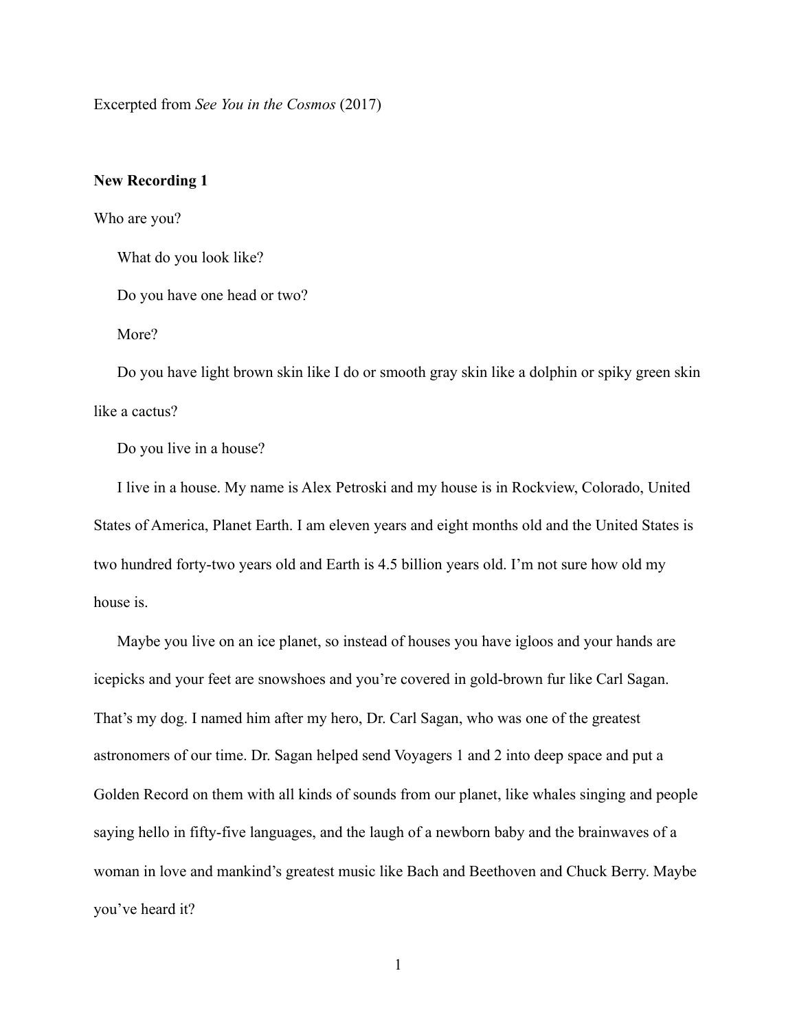Excerpted from *See You in the Cosmos* (2017)

**New Recording 1**

Who are you?

What do you look like?

Do you have one head or two?

More?

Do you have light brown skin like I do or smooth gray skin like a dolphin or spiky green skin like a cactus?

Do you live in a house?

I live in a house. My name is Alex Petroski and my house is in Rockview, Colorado, United States of America, Planet Earth. I am eleven years and eight months old and the United States is two hundred forty-two years old and Earth is 4.5 billion years old. I'm not sure how old my house is.

Maybe you live on an ice planet, so instead of houses you have igloos and your hands are icepicks and your feet are snowshoes and you're covered in gold-brown fur like Carl Sagan. That's my dog. I named him after my hero, Dr. Carl Sagan, who was one of the greatest astronomers of our time. Dr. Sagan helped send Voyagers 1 and 2 into deep space and put a Golden Record on them with all kinds of sounds from our planet, like whales singing and people saying hello in fifty-five languages, and the laugh of a newborn baby and the brainwaves of a woman in love and mankind's greatest music like Bach and Beethoven and Chuck Berry. Maybe you've heard it?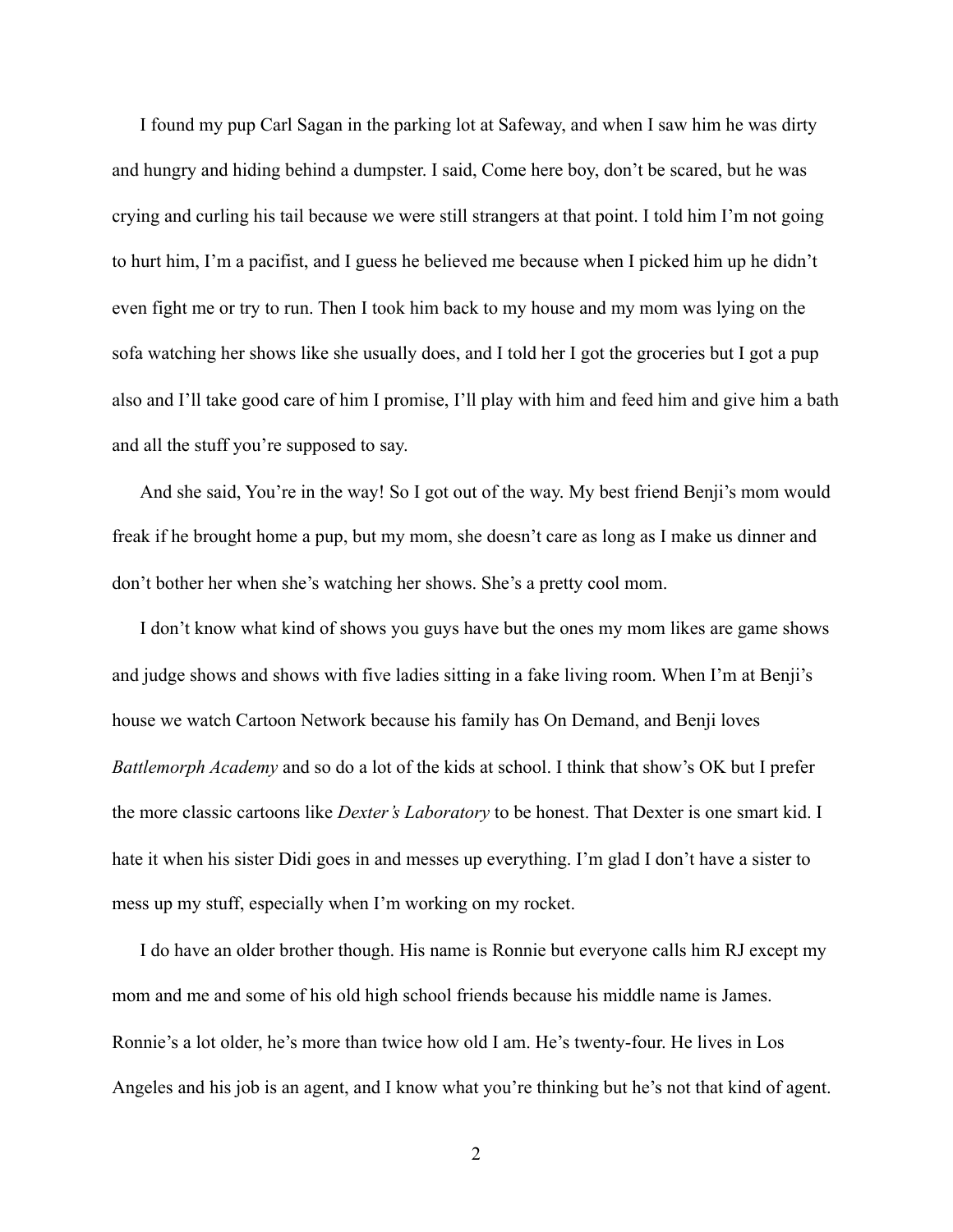I found my pup Carl Sagan in the parking lot at Safeway, and when I saw him he was dirty and hungry and hiding behind a dumpster. I said, Come here boy, don't be scared, but he was crying and curling his tail because we were still strangers at that point. I told him I'm not going to hurt him, I'm a pacifist, and I guess he believed me because when I picked him up he didn't even fight me or try to run. Then I took him back to my house and my mom was lying on the sofa watching her shows like she usually does, and I told her I got the groceries but I got a pup also and I'll take good care of him I promise, I'll play with him and feed him and give him a bath and all the stuff you're supposed to say.

And she said, You're in the way! So I got out of the way. My best friend Benji's mom would freak if he brought home a pup, but my mom, she doesn't care as long as I make us dinner and don't bother her when she's watching her shows. She's a pretty cool mom.

I don't know what kind of shows you guys have but the ones my mom likes are game shows and judge shows and shows with five ladies sitting in a fake living room. When I'm at Benji's house we watch Cartoon Network because his family has On Demand, and Benji loves *Battlemorph Academy* and so do a lot of the kids at school. I think that show's OK but I prefer the more classic cartoons like *Dexter's Laboratory* to be honest. That Dexter is one smart kid. I hate it when his sister Didi goes in and messes up everything. I'm glad I don't have a sister to mess up my stuff, especially when I'm working on my rocket.

I do have an older brother though. His name is Ronnie but everyone calls him RJ except my mom and me and some of his old high school friends because his middle name is James. Ronnie's a lot older, he's more than twice how old I am. He's twenty-four. He lives in Los Angeles and his job is an agent, and I know what you're thinking but he's not that kind of agent.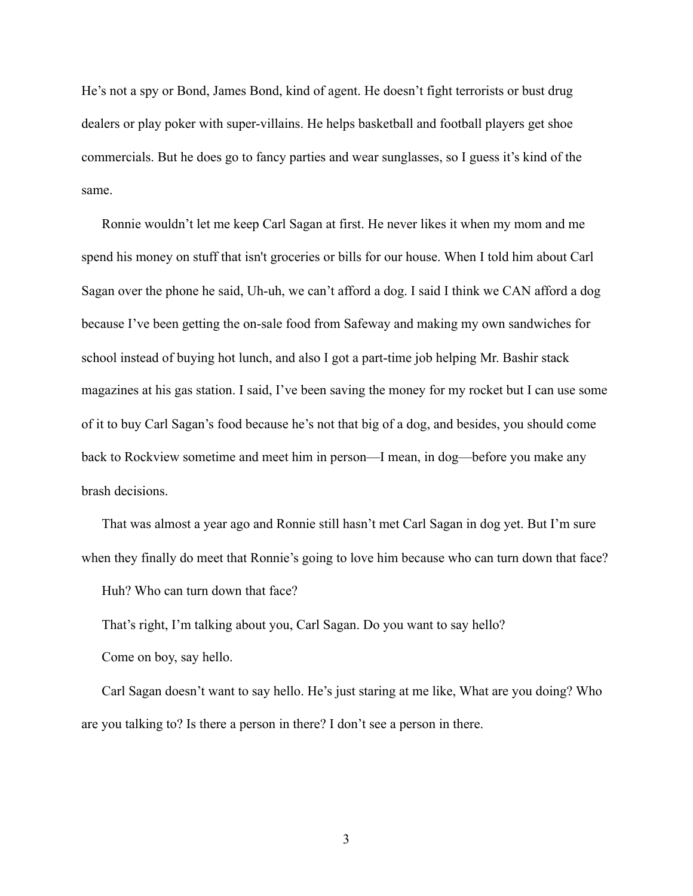He's not a spy or Bond, James Bond, kind of agent. He doesn't fight terrorists or bust drug dealers or play poker with super-villains. He helps basketball and football players get shoe commercials. But he does go to fancy parties and wear sunglasses, so I guess it's kind of the same.

Ronnie wouldn't let me keep Carl Sagan at first. He never likes it when my mom and me spend his money on stuff that isn't groceries or bills for our house. When I told him about Carl Sagan over the phone he said, Uh-uh, we can't afford a dog. I said I think we CAN afford a dog because I've been getting the on-sale food from Safeway and making my own sandwiches for school instead of buying hot lunch, and also I got a part-time job helping Mr. Bashir stack magazines at his gas station. I said, I've been saving the money for my rocket but I can use some of it to buy Carl Sagan's food because he's not that big of a dog, and besides, you should come back to Rockview sometime and meet him in person—I mean, in dog—before you make any brash decisions.

That was almost a year ago and Ronnie still hasn't met Carl Sagan in dog yet. But I'm sure when they finally do meet that Ronnie's going to love him because who can turn down that face?

Huh? Who can turn down that face?

That's right, I'm talking about you, Carl Sagan. Do you want to say hello?

Come on boy, say hello.

Carl Sagan doesn't want to say hello. He's just staring at me like, What are you doing? Who are you talking to? Is there a person in there? I don't see a person in there.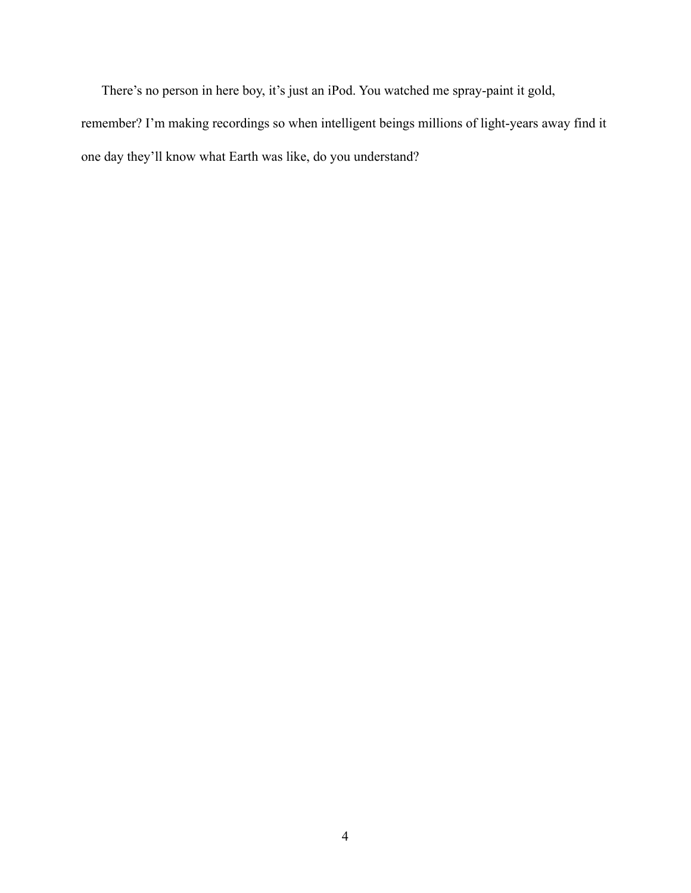There's no person in here boy, it's just an iPod. You watched me spray-paint it gold, remember? I'm making recordings so when intelligent beings millions of light-years away find it one day they'll know what Earth was like, do you understand?